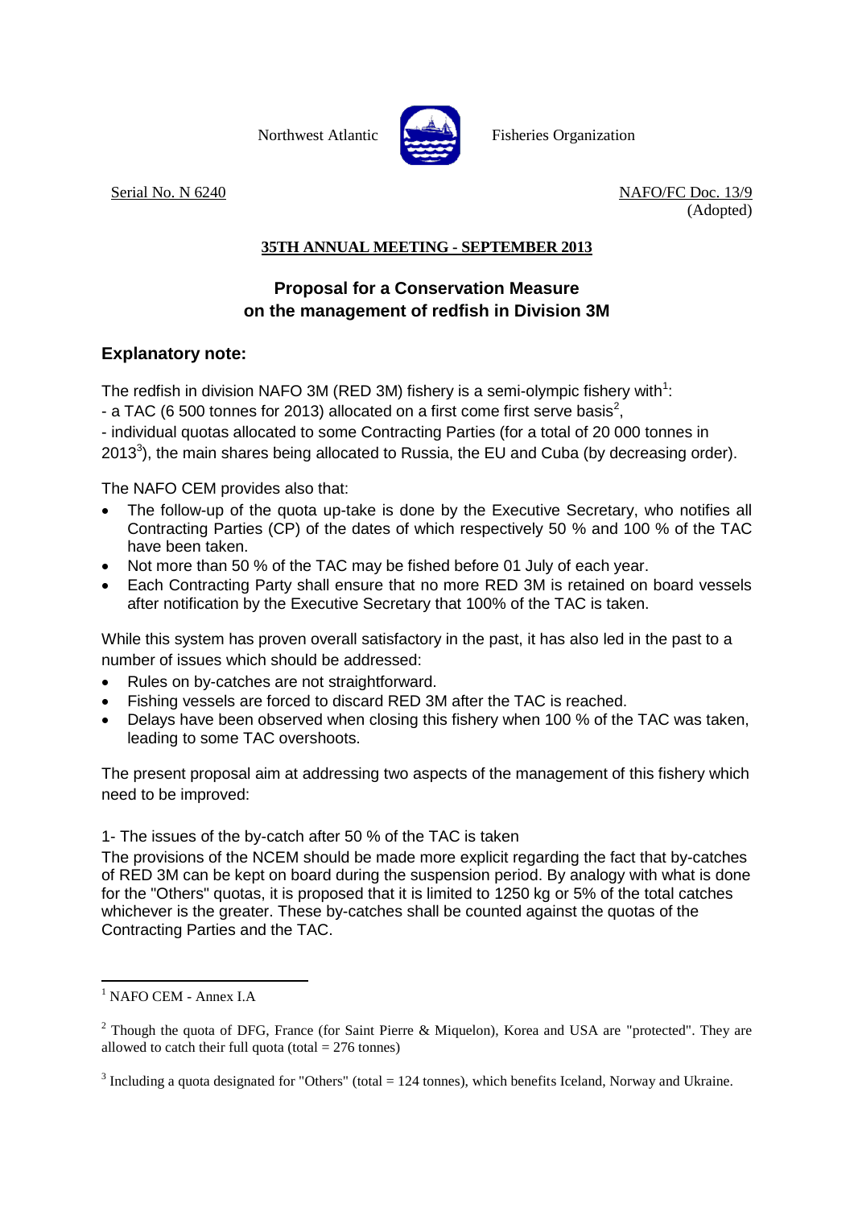Northwest Atlantic Fisheries Organization

Serial No. N 6240

NAFO/FC Doc. 13/9
(Adopted)

**35TH ANNUAL MEETING - SEPTEMBER 2013**

## Proposal for a Conservation Measure on the management of redfish in Division 3M

### Explanatory note:

The redfish in division NAFO 3M (RED 3M) fishery is a semi-olympic fishery with[1]:

- a TAC (6 500 tonnes for 2013) allocated on a first come first serve basis[2],
- individual quotas allocated to some Contracting Parties (for a total of 20 000 tonnes in 2013[3]), the main shares being allocated to Russia, the EU and Cuba (by decreasing order).

The NAFO CEM provides also that:

- The follow-up of the quota up-take is done by the Executive Secretary, who notifies all Contracting Parties (CP) of the dates of which respectively 50 % and 100 % of the TAC have been taken.
- Not more than 50 % of the TAC may be fished before 01 July of each year.
- Each Contracting Party shall ensure that no more RED 3M is retained on board vessels after notification by the Executive Secretary that 100% of the TAC is taken.

While this system has proven overall satisfactory in the past, it has also led in the past to a number of issues which should be addressed:

- Rules on by-catches are not straightforward.
- Fishing vessels are forced to discard RED 3M after the TAC is reached.
- Delays have been observed when closing this fishery when 100 % of the TAC was taken, leading to some TAC overshoots.

The present proposal aim at addressing two aspects of the management of this fishery which need to be improved:

1- The issues of the by-catch after 50 % of the TAC is taken

The provisions of the NCEM should be made more explicit regarding the fact that by-catches of RED 3M can be kept on board during the suspension period. By analogy with what is done for the "Others" quotas, it is proposed that it is limited to 1250 kg or 5% of the total catches whichever is the greater. These by-catches shall be counted against the quotas of the Contracting Parties and the TAC.

---

[1] NAFO CEM - Annex I.A

[2] Though the quota of DFG, France (for Saint Pierre & Miquelon), Korea and USA are "protected". They are allowed to catch their full quota (total = 276 tonnes)

[3] Including a quota designated for "Others" (total = 124 tonnes), which benefits Iceland, Norway and Ukraine.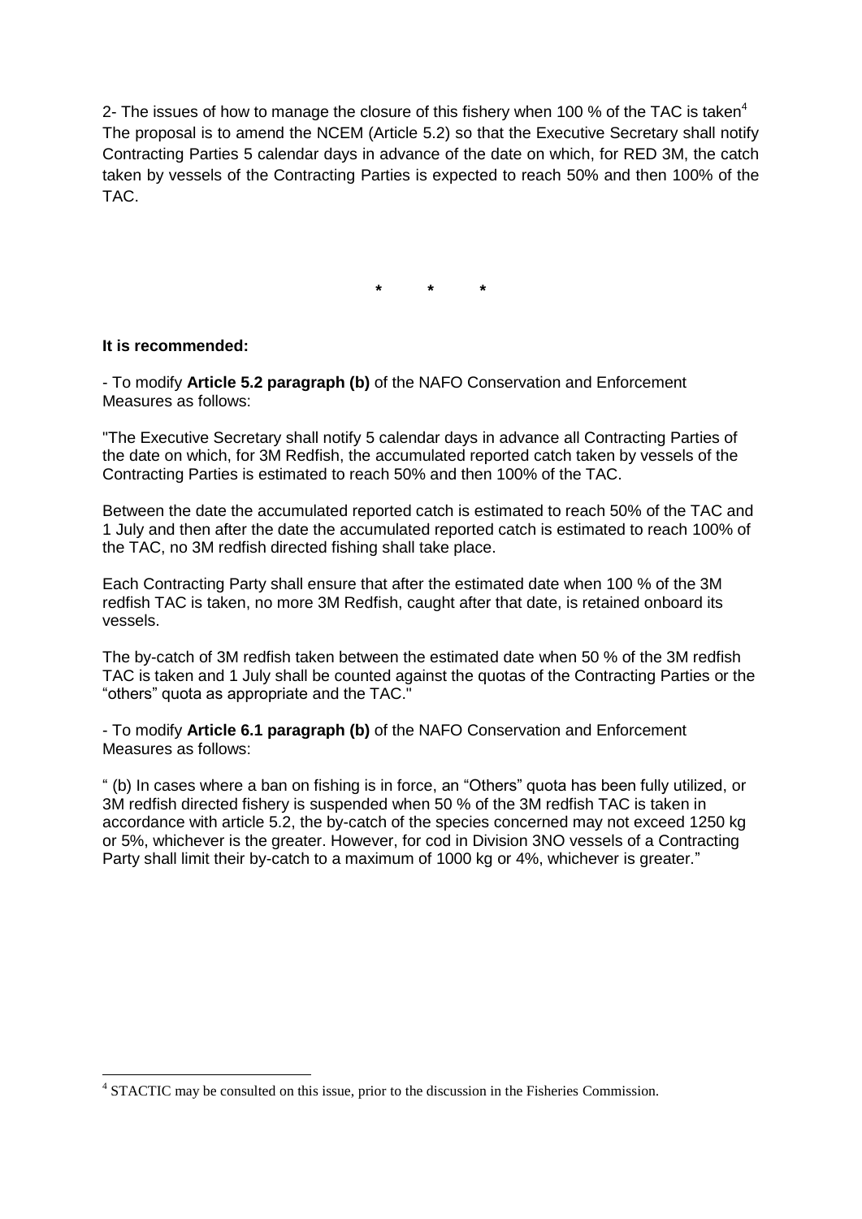2- The issues of how to manage the closure of this fishery when 100 % of the TAC is taken[4]
The proposal is to amend the NCEM (Article 5.2) so that the Executive Secretary shall notify Contracting Parties 5 calendar days in advance of the date on which, for RED 3M, the catch taken by vessels of the Contracting Parties is expected to reach 50% and then 100% of the TAC.

\* \* \*

**It is recommended:**

- To modify **Article 5.2 paragraph (b)** of the NAFO Conservation and Enforcement Measures as follows:

"The Executive Secretary shall notify 5 calendar days in advance all Contracting Parties of the date on which, for 3M Redfish, the accumulated reported catch taken by vessels of the Contracting Parties is estimated to reach 50% and then 100% of the TAC.

Between the date the accumulated reported catch is estimated to reach 50% of the TAC and 1 July and then after the date the accumulated reported catch is estimated to reach 100% of the TAC, no 3M redfish directed fishing shall take place.

Each Contracting Party shall ensure that after the estimated date when 100 % of the 3M redfish TAC is taken, no more 3M Redfish, caught after that date, is retained onboard its vessels.

The by-catch of 3M redfish taken between the estimated date when 50 % of the 3M redfish TAC is taken and 1 July shall be counted against the quotas of the Contracting Parties or the "others" quota as appropriate and the TAC."

- To modify **Article 6.1 paragraph (b)** of the NAFO Conservation and Enforcement Measures as follows:

" (b) In cases where a ban on fishing is in force, an "Others" quota has been fully utilized, or 3M redfish directed fishery is suspended when 50 % of the 3M redfish TAC is taken in accordance with article 5.2, the by-catch of the species concerned may not exceed 1250 kg or 5%, whichever is the greater. However, for cod in Division 3NO vessels of a Contracting Party shall limit their by-catch to a maximum of 1000 kg or 4%, whichever is greater."

[4] STACTIC may be consulted on this issue, prior to the discussion in the Fisheries Commission.